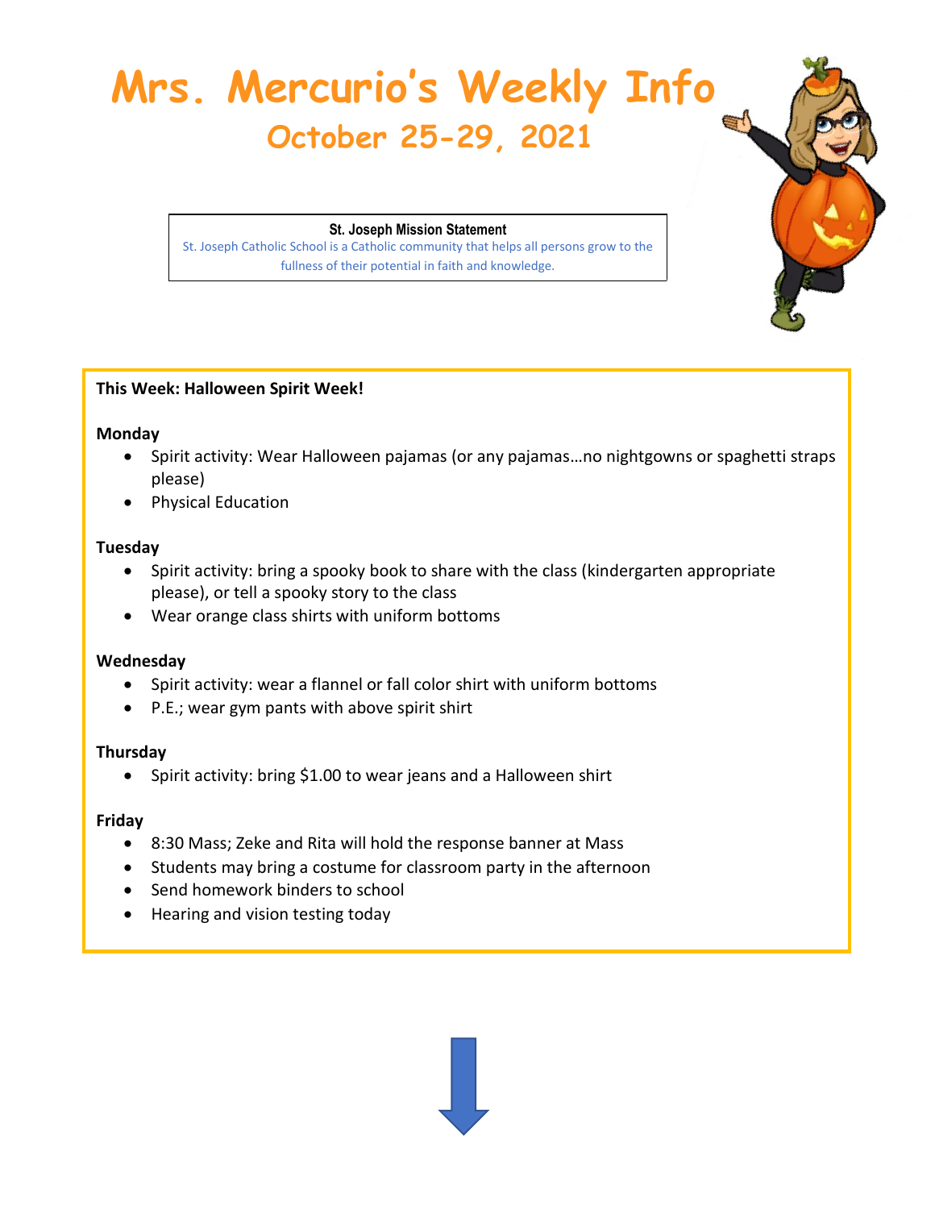# Mrs. Mercurio's Weekly Info

## October 25-29, 2021

**St. Joseph Mission Statement**

St. Joseph Catholic School is a Catholic community that helps all persons grow to the fullness of their potential in faith and knowledge.

**This Week: Halloween Spirit Week!**

**Monday**

- Spirit activity: Wear Halloween pajamas (or any pajamas…no nightgowns or spaghetti straps please)
- Physical Education

**Tuesday**

- Spirit activity: bring a spooky book to share with the class (kindergarten appropriate please), or tell a spooky story to the class
- Wear orange class shirts with uniform bottoms

**Wednesday**

- Spirit activity: wear a flannel or fall color shirt with uniform bottoms
- P.E.; wear gym pants with above spirit shirt

**Thursday**

- Spirit activity: bring $1.00 to wear jeans and a Halloween shirt

**Friday**

- 8:30 Mass; Zeke and Rita will hold the response banner at Mass
- Students may bring a costume for classroom party in the afternoon
- Send homework binders to school
- Hearing and vision testing today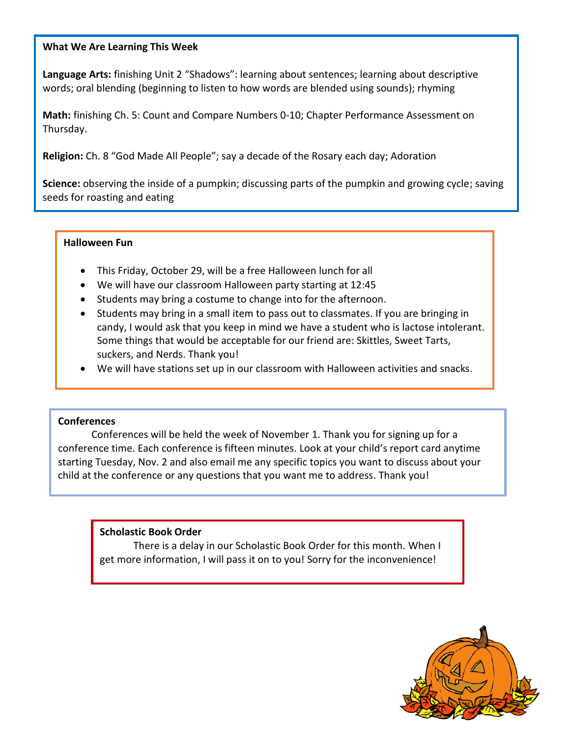**What We Are Learning This Week**

**Language Arts:** finishing Unit 2 "Shadows": learning about sentences; learning about descriptive words; oral blending (beginning to listen to how words are blended using sounds); rhyming

**Math:** finishing Ch. 5: Count and Compare Numbers 0-10; Chapter Performance Assessment on Thursday.

**Religion:** Ch. 8 "God Made All People"; say a decade of the Rosary each day; Adoration

**Science:** observing the inside of a pumpkin; discussing parts of the pumpkin and growing cycle; saving seeds for roasting and eating

**Halloween Fun**

- This Friday, October 29, will be a free Halloween lunch for all
- We will have our classroom Halloween party starting at 12:45
- Students may bring a costume to change into for the afternoon.
- Students may bring in a small item to pass out to classmates. If you are bringing in candy, I would ask that you keep in mind we have a student who is lactose intolerant. Some things that would be acceptable for our friend are: Skittles, Sweet Tarts, suckers, and Nerds. Thank you!
- We will have stations set up in our classroom with Halloween activities and snacks.

**Conferences**

Conferences will be held the week of November 1. Thank you for signing up for a conference time. Each conference is fifteen minutes. Look at your child's report card anytime starting Tuesday, Nov. 2 and also email me any specific topics you want to discuss about your child at the conference or any questions that you want me to address. Thank you!

**Scholastic Book Order**

There is a delay in our Scholastic Book Order for this month. When I get more information, I will pass it on to you! Sorry for the inconvenience!